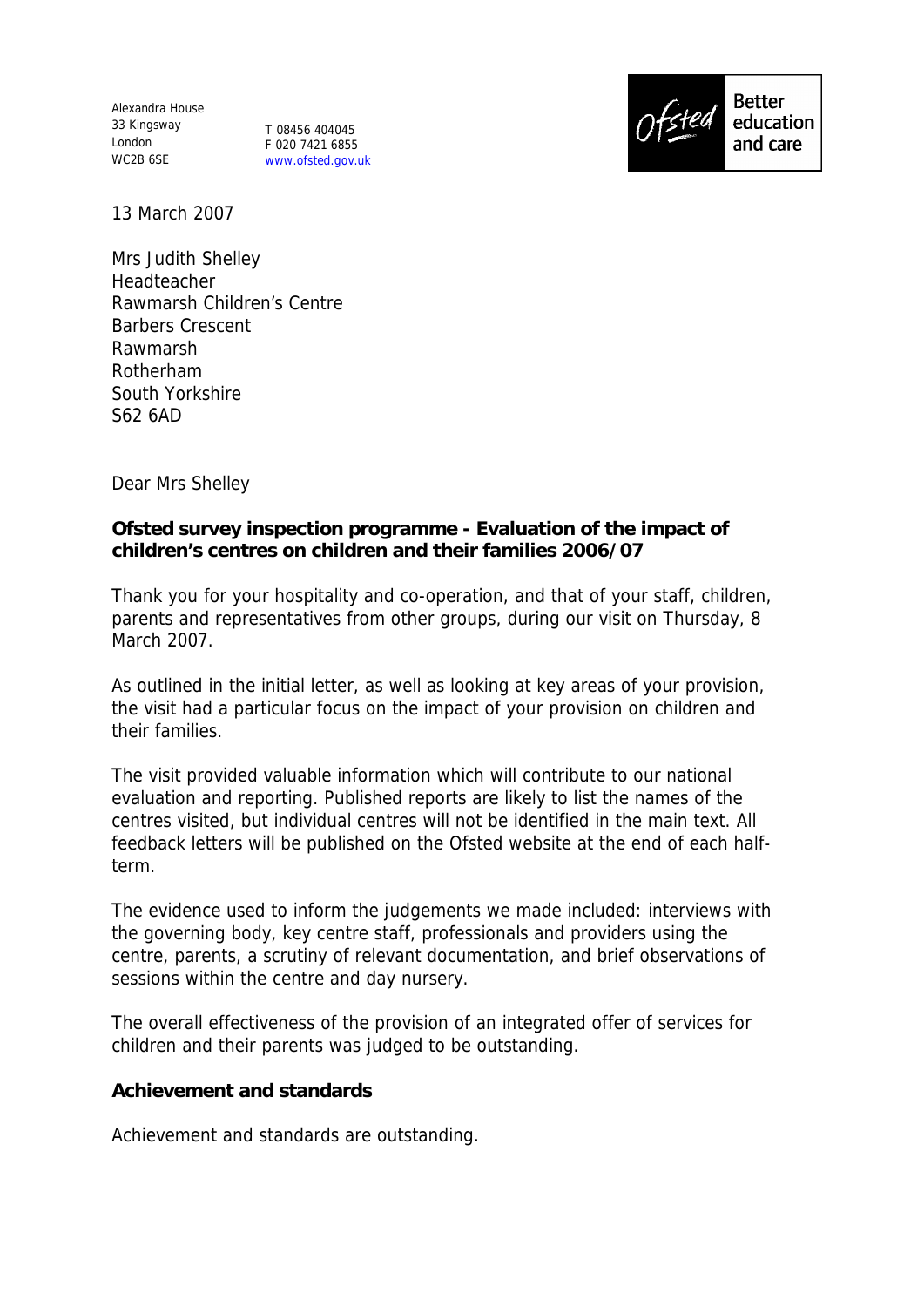Alexandra House
33 Kingsway
London
WC2B 6SE

T 08456 404045
F 020 7421 6855
www.ofsted.gov.uk

Ofsted Better education and care

13 March 2007

Mrs Judith Shelley
Headteacher
Rawmarsh Children's Centre
Barbers Crescent
Rawmarsh
Rotherham
South Yorkshire
S62 6AD

Dear Mrs Shelley

**Ofsted survey inspection programme - Evaluation of the impact of children's centres on children and their families 2006/07**

Thank you for your hospitality and co-operation, and that of your staff, children, parents and representatives from other groups, during our visit on Thursday, 8 March 2007.

As outlined in the initial letter, as well as looking at key areas of your provision, the visit had a particular focus on the impact of your provision on children and their families.

The visit provided valuable information which will contribute to our national evaluation and reporting. Published reports are likely to list the names of the centres visited, but individual centres will not be identified in the main text. All feedback letters will be published on the Ofsted website at the end of each half-term.

The evidence used to inform the judgements we made included: interviews with the governing body, key centre staff, professionals and providers using the centre, parents, a scrutiny of relevant documentation, and brief observations of sessions within the centre and day nursery.

The overall effectiveness of the provision of an integrated offer of services for children and their parents was judged to be outstanding.

**Achievement and standards**

Achievement and standards are outstanding.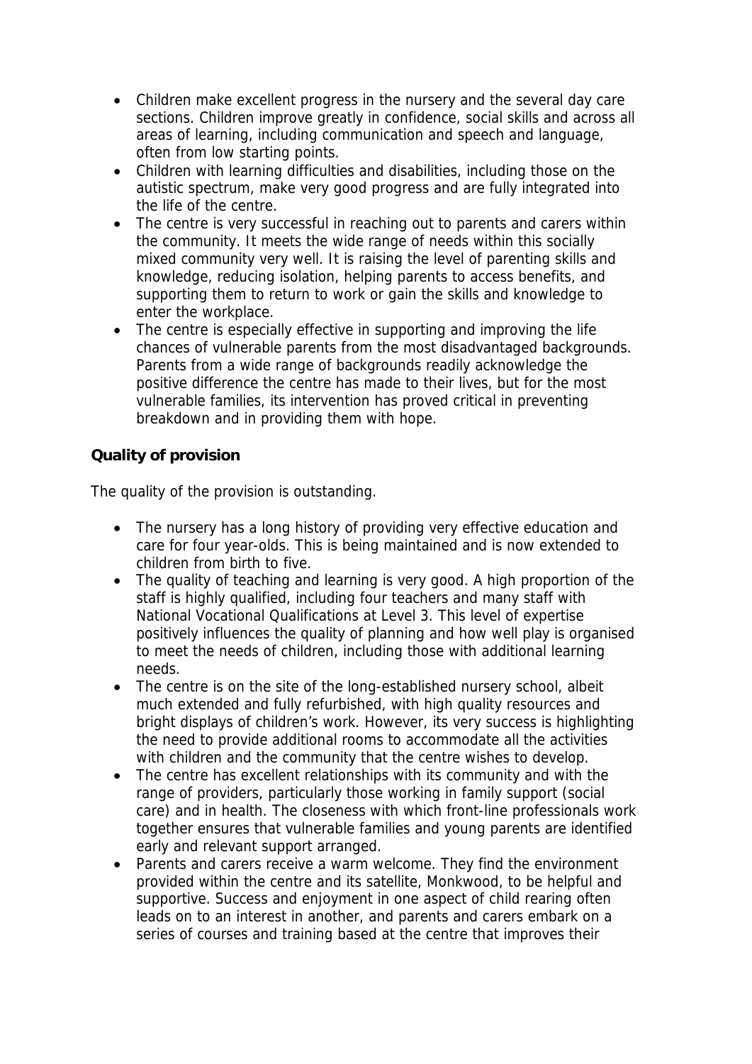- Children make excellent progress in the nursery and the several day care sections. Children improve greatly in confidence, social skills and across all areas of learning, including communication and speech and language, often from low starting points.
- Children with learning difficulties and disabilities, including those on the autistic spectrum, make very good progress and are fully integrated into the life of the centre.
- The centre is very successful in reaching out to parents and carers within the community. It meets the wide range of needs within this socially mixed community very well. It is raising the level of parenting skills and knowledge, reducing isolation, helping parents to access benefits, and supporting them to return to work or gain the skills and knowledge to enter the workplace.
- The centre is especially effective in supporting and improving the life chances of vulnerable parents from the most disadvantaged backgrounds. Parents from a wide range of backgrounds readily acknowledge the positive difference the centre has made to their lives, but for the most vulnerable families, its intervention has proved critical in preventing breakdown and in providing them with hope.

**Quality of provision**

The quality of the provision is outstanding.

- The nursery has a long history of providing very effective education and care for four year-olds. This is being maintained and is now extended to children from birth to five.
- The quality of teaching and learning is very good. A high proportion of the staff is highly qualified, including four teachers and many staff with National Vocational Qualifications at Level 3. This level of expertise positively influences the quality of planning and how well play is organised to meet the needs of children, including those with additional learning needs.
- The centre is on the site of the long-established nursery school, albeit much extended and fully refurbished, with high quality resources and bright displays of children's work. However, its very success is highlighting the need to provide additional rooms to accommodate all the activities with children and the community that the centre wishes to develop.
- The centre has excellent relationships with its community and with the range of providers, particularly those working in family support (social care) and in health. The closeness with which front-line professionals work together ensures that vulnerable families and young parents are identified early and relevant support arranged.
- Parents and carers receive a warm welcome. They find the environment provided within the centre and its satellite, Monkwood, to be helpful and supportive. Success and enjoyment in one aspect of child rearing often leads on to an interest in another, and parents and carers embark on a series of courses and training based at the centre that improves their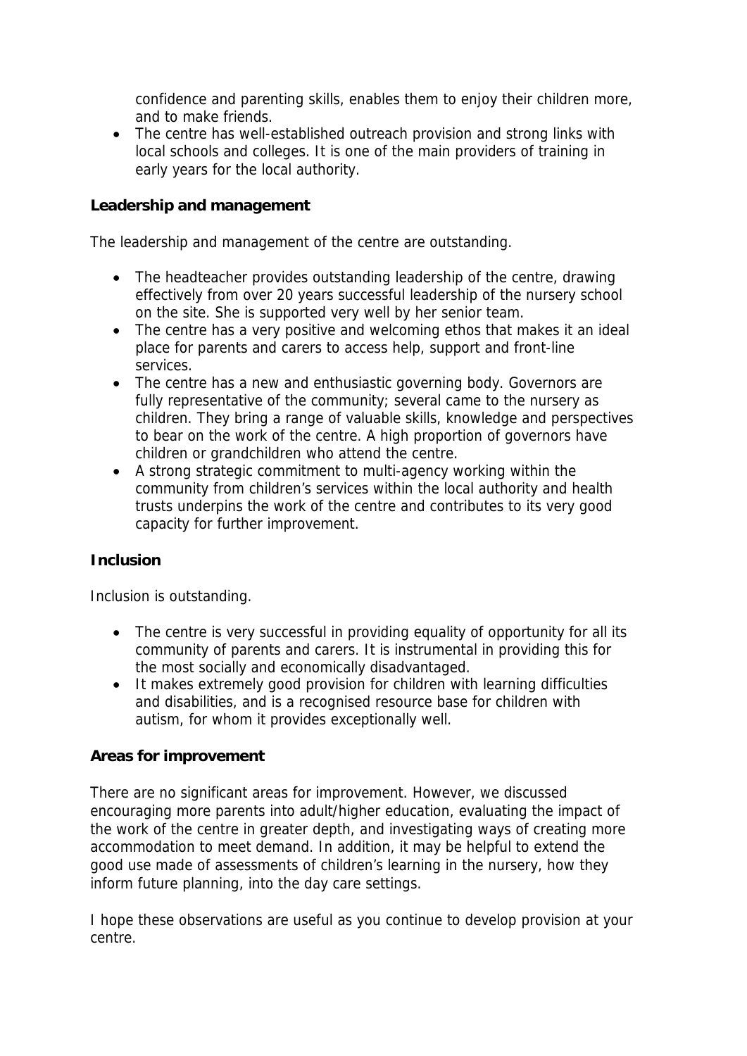confidence and parenting skills, enables them to enjoy their children more, and to make friends.
- The centre has well-established outreach provision and strong links with local schools and colleges. It is one of the main providers of training in early years for the local authority.

**Leadership and management**

The leadership and management of the centre are outstanding.

- The headteacher provides outstanding leadership of the centre, drawing effectively from over 20 years successful leadership of the nursery school on the site. She is supported very well by her senior team.
- The centre has a very positive and welcoming ethos that makes it an ideal place for parents and carers to access help, support and front-line services.
- The centre has a new and enthusiastic governing body. Governors are fully representative of the community; several came to the nursery as children. They bring a range of valuable skills, knowledge and perspectives to bear on the work of the centre. A high proportion of governors have children or grandchildren who attend the centre.
- A strong strategic commitment to multi-agency working within the community from children's services within the local authority and health trusts underpins the work of the centre and contributes to its very good capacity for further improvement.

**Inclusion**

Inclusion is outstanding.

- The centre is very successful in providing equality of opportunity for all its community of parents and carers. It is instrumental in providing this for the most socially and economically disadvantaged.
- It makes extremely good provision for children with learning difficulties and disabilities, and is a recognised resource base for children with autism, for whom it provides exceptionally well.

**Areas for improvement**

There are no significant areas for improvement. However, we discussed encouraging more parents into adult/higher education, evaluating the impact of the work of the centre in greater depth, and investigating ways of creating more accommodation to meet demand. In addition, it may be helpful to extend the good use made of assessments of children's learning in the nursery, how they inform future planning, into the day care settings.

I hope these observations are useful as you continue to develop provision at your centre.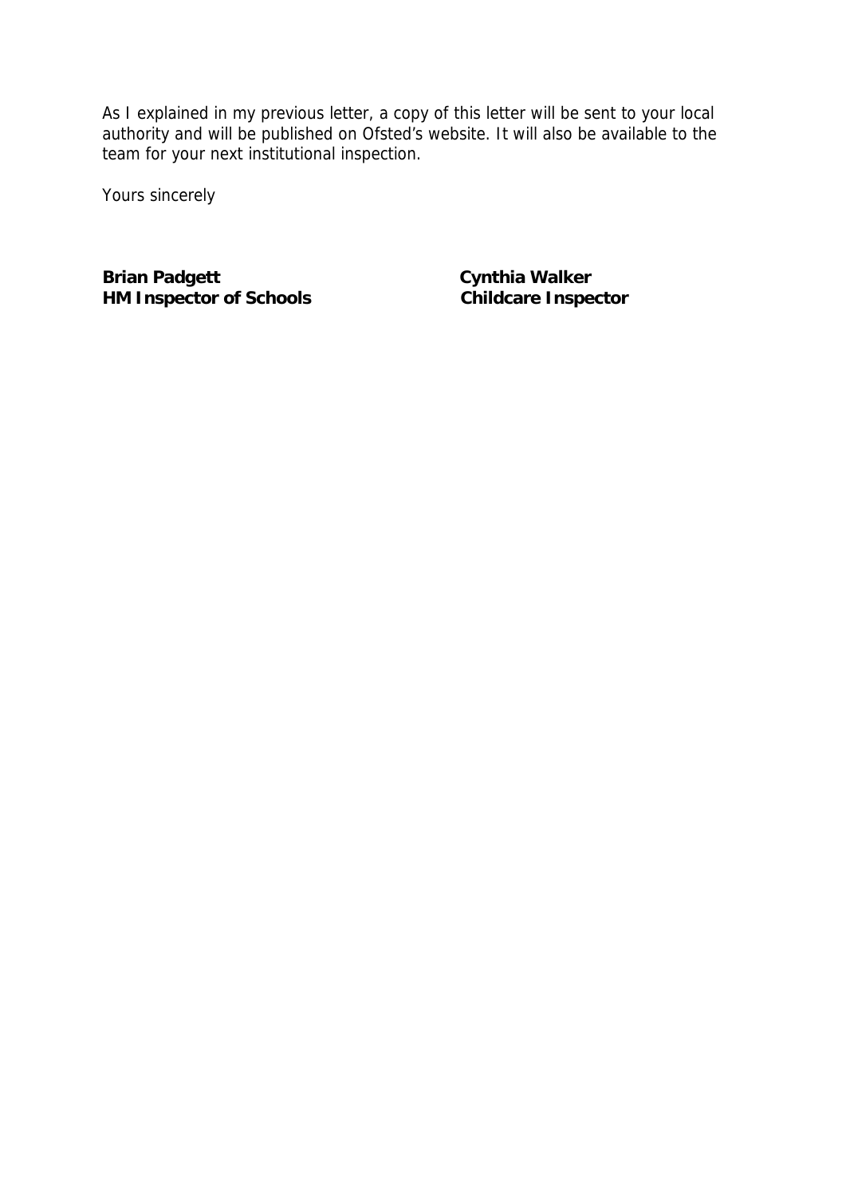As I explained in my previous letter, a copy of this letter will be sent to your local authority and will be published on Ofsted's website. It will also be available to the team for your next institutional inspection.

Yours sincerely

**Brian Padgett**
**HM Inspector of Schools**

**Cynthia Walker**
**Childcare Inspector**